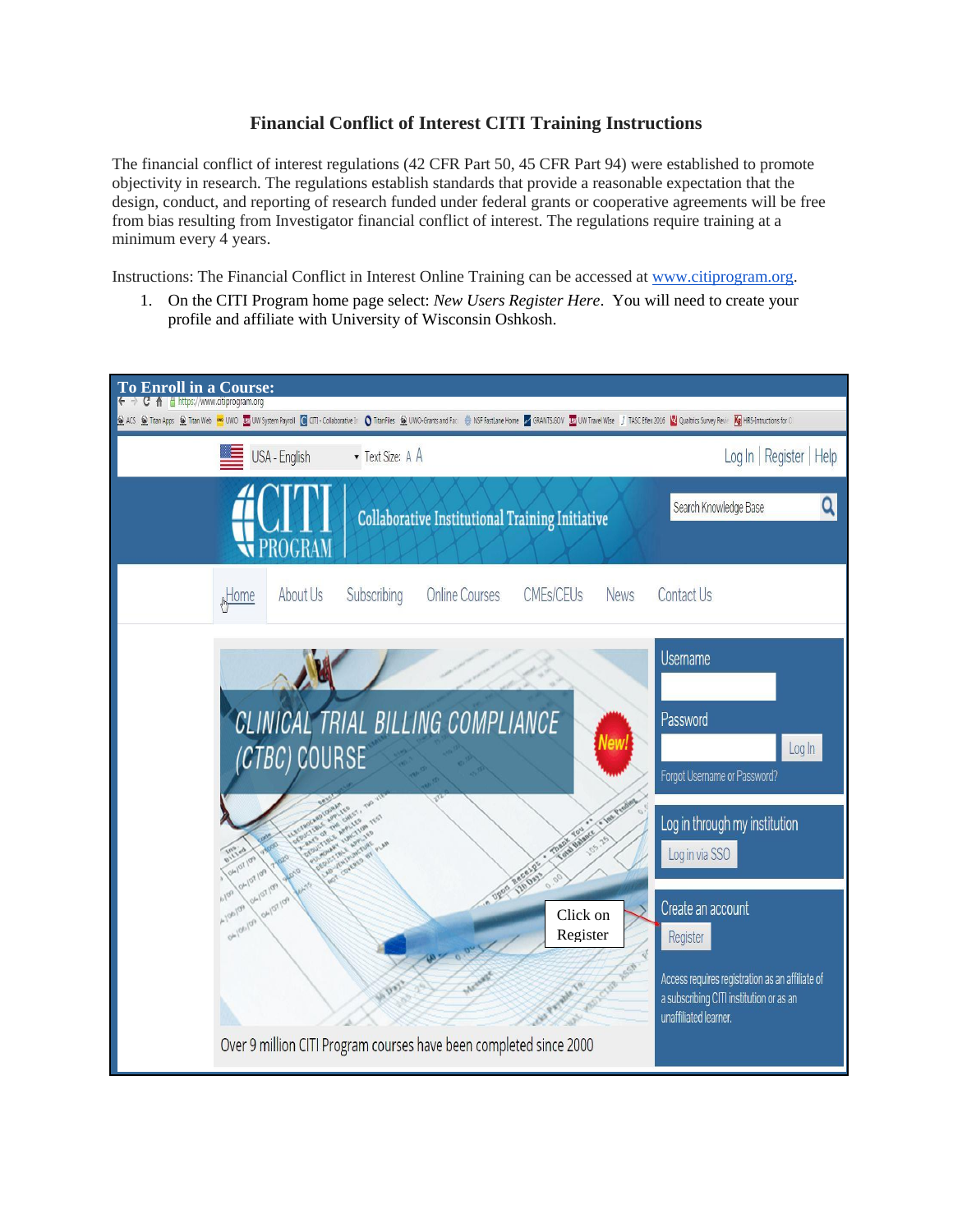# Financial Conflict of Interest CITI Training Instructions

The financial conflict of interest regulations (42 CFR Part 50, 45 CFR Part 94) were established to promote objectivity in research. The regulations establish standards that provide a reasonable expectation that the design, conduct, and reporting of research funded under federal grants or cooperative agreements will be free from bias resulting from Investigator financial conflict of interest. The regulations require training at a minimum every 4 years.

Instructions: The Financial Conflict in Interest Online Training can be accessed at [www.citiprogram.org](http://www.citiprogram.org).

1. On the CITI Program home page select: *New Users Register Here*. You will need to create your profile and affiliate with University of Wisconsin Oshkosh.

**To Enroll in a Course:**

Click on Register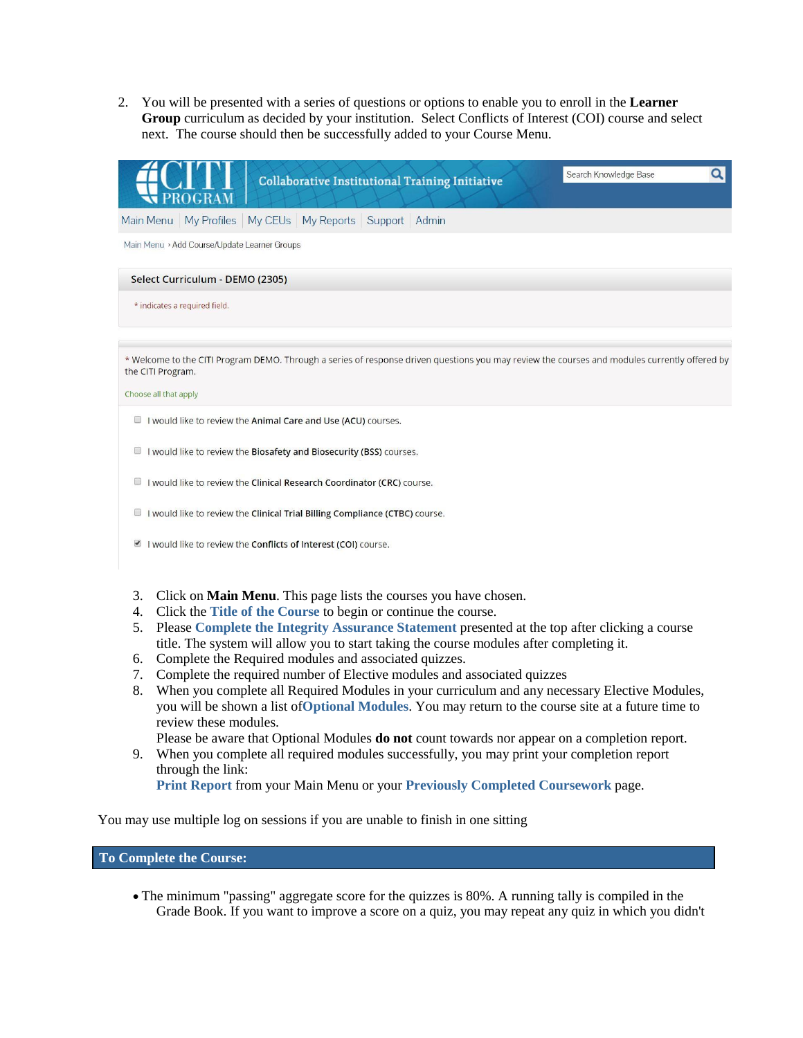2. You will be presented with a series of questions or options to enable you to enroll in the **Learner Group** curriculum as decided by your institution. Select Conflicts of Interest (COI) course and select next. The course should then be successfully added to your Course Menu.

CITI PROGRAM | Collaborative Institutional Training Initiative

Search Knowledge Base

Main Menu | My Profiles | My CEUs | My Reports | Support | Admin

Main Menu › Add Course/Update Learner Groups

**Select Curriculum - DEMO (2305)**

* indicates a required field.

* Welcome to the CITI Program DEMO. Through a series of response driven questions you may review the courses and modules currently offered by the CITI Program.

Choose all that apply

- [ ] I would like to review the **Animal Care and Use (ACU)** courses.
- [ ] I would like to review the **Biosafety and Biosecurity (BSS)** courses.
- [ ] I would like to review the **Clinical Research Coordinator (CRC)** course.
- [ ] I would like to review the **Clinical Trial Billing Compliance (CTBC)** course.
- [x] I would like to review the **Conflicts of Interest (COI)** course.

3. Click on **Main Menu**. This page lists the courses you have chosen.
4. Click the **Title of the Course** to begin or continue the course.
5. Please **Complete the Integrity Assurance Statement** presented at the top after clicking a course title. The system will allow you to start taking the course modules after completing it.
6. Complete the Required modules and associated quizzes.
7. Complete the required number of Elective modules and associated quizzes
8. When you complete all Required Modules in your curriculum and any necessary Elective Modules, you will be shown a list of**Optional Modules**. You may return to the course site at a future time to review these modules.
   Please be aware that Optional Modules **do not** count towards nor appear on a completion report.
9. When you complete all required modules successfully, you may print your completion report through the link:
   **Print Report** from your Main Menu or your **Previously Completed Coursework** page.

You may use multiple log on sessions if you are unable to finish in one sitting

## To Complete the Course:

- The minimum "passing" aggregate score for the quizzes is 80%. A running tally is compiled in the Grade Book. If you want to improve a score on a quiz, you may repeat any quiz in which you didn't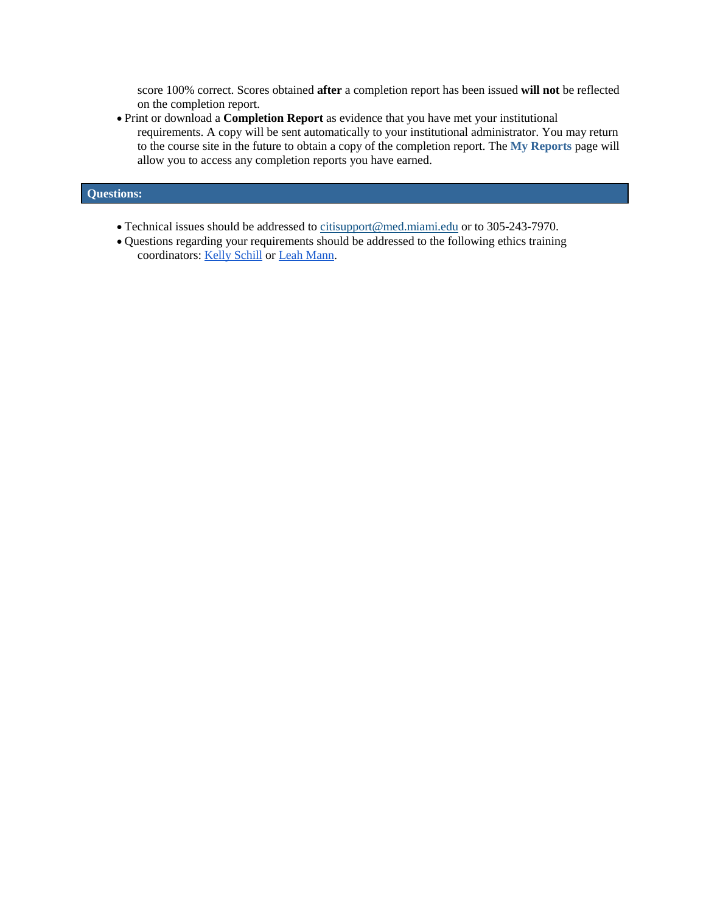score 100% correct. Scores obtained **after** a completion report has been issued **will not** be reflected on the completion report.

- Print or download a **Completion Report** as evidence that you have met your institutional requirements. A copy will be sent automatically to your institutional administrator. You may return to the course site in the future to obtain a copy of the completion report. The **My Reports** page will allow you to access any completion reports you have earned.

## Questions:

- Technical issues should be addressed to citisupport@med.miami.edu or to 305-243-7970.
- Questions regarding your requirements should be addressed to the following ethics training coordinators: Kelly Schill or Leah Mann.